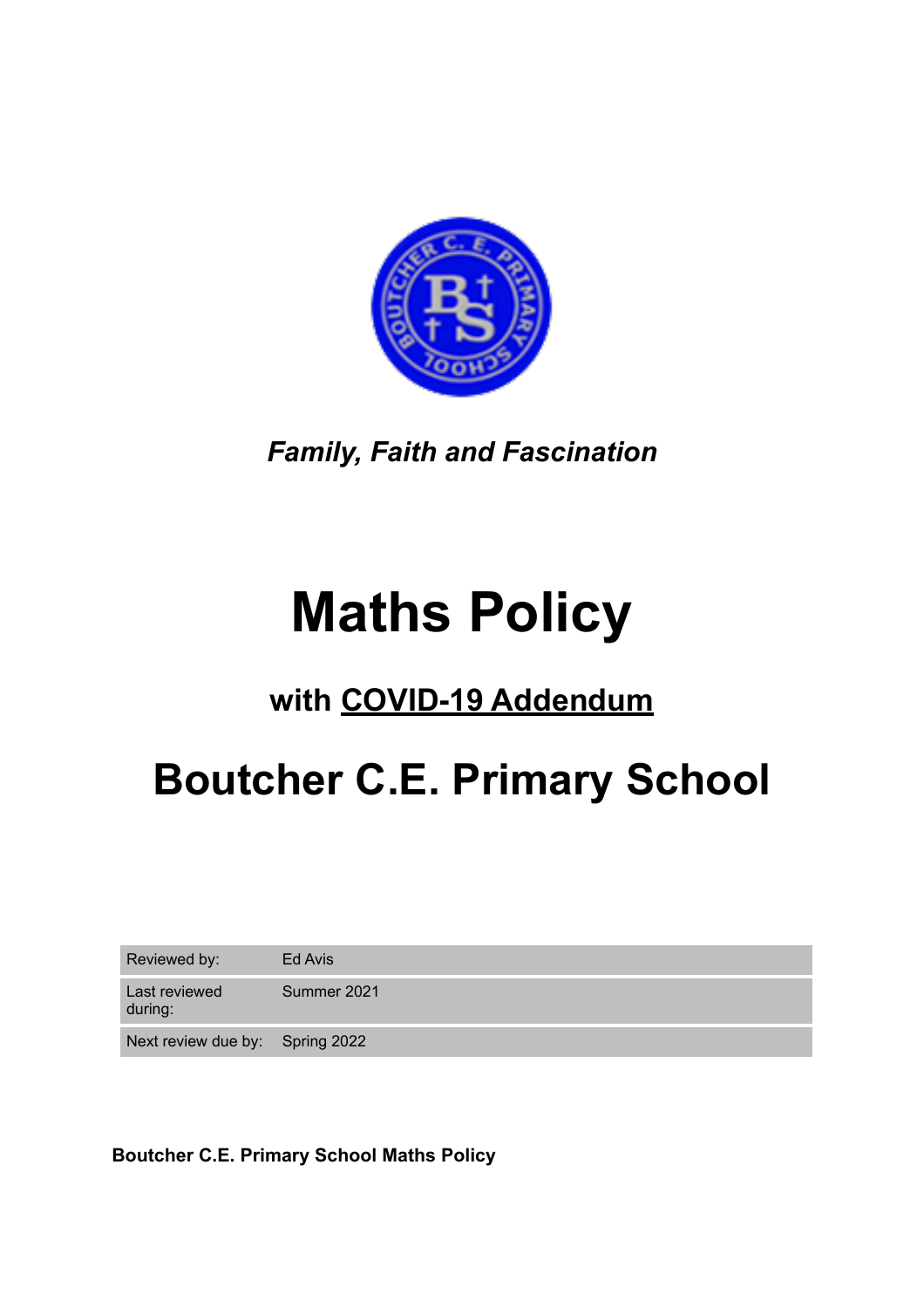*Family, Faith and Fascination*

# Maths Policy

## with COVID-19 Addendum

# Boutcher C.E. Primary School

| Reviewed by: | Ed Avis |
|---|---|
| Last reviewed during: | Summer 2021 |
| Next review due by: | Spring 2022 |

**Boutcher C.E. Primary School Maths Policy**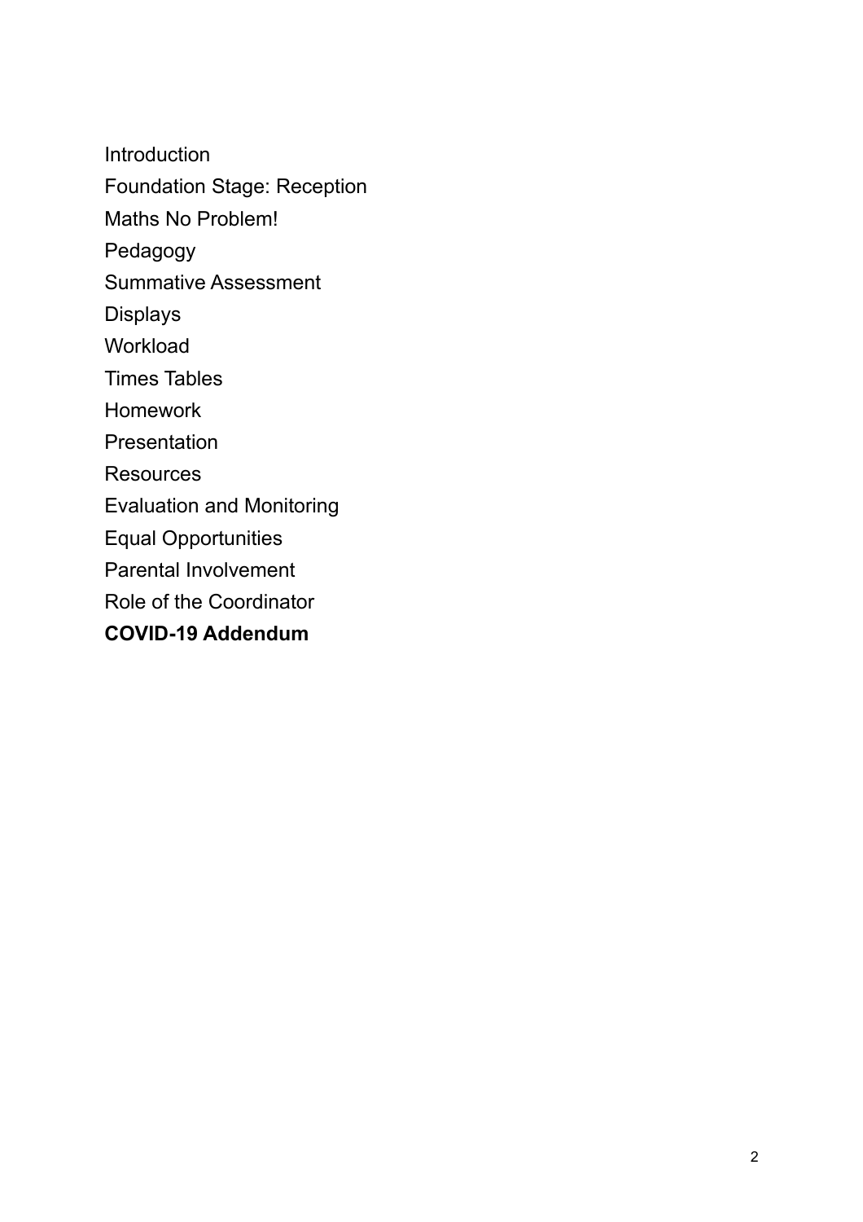Introduction

Foundation Stage: Reception

Maths No Problem!

Pedagogy

Summative Assessment

Displays

Workload

Times Tables

Homework

Presentation

Resources

Evaluation and Monitoring

Equal Opportunities

Parental Involvement

Role of the Coordinator

**COVID-19 Addendum**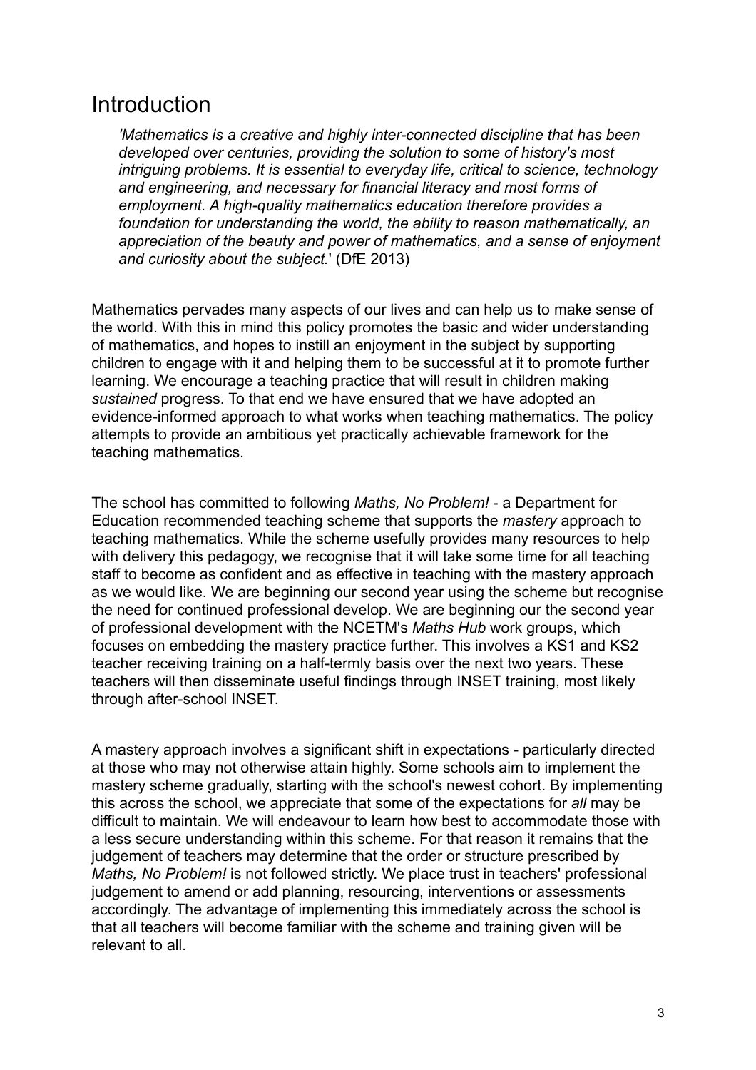# Introduction

> *'Mathematics is a creative and highly inter-connected discipline that has been developed over centuries, providing the solution to some of history's most intriguing problems. It is essential to everyday life, critical to science, technology and engineering, and necessary for financial literacy and most forms of employment. A high-quality mathematics education therefore provides a foundation for understanding the world, the ability to reason mathematically, an appreciation of the beauty and power of mathematics, and a sense of enjoyment and curiosity about the subject.*' (DfE 2013)

Mathematics pervades many aspects of our lives and can help us to make sense of the world. With this in mind this policy promotes the basic and wider understanding of mathematics, and hopes to instill an enjoyment in the subject by supporting children to engage with it and helping them to be successful at it to promote further learning. We encourage a teaching practice that will result in children making *sustained* progress. To that end we have ensured that we have adopted an evidence-informed approach to what works when teaching mathematics. The policy attempts to provide an ambitious yet practically achievable framework for the teaching mathematics.

The school has committed to following *Maths, No Problem!* - a Department for Education recommended teaching scheme that supports the *mastery* approach to teaching mathematics. While the scheme usefully provides many resources to help with delivery this pedagogy, we recognise that it will take some time for all teaching staff to become as confident and as effective in teaching with the mastery approach as we would like. We are beginning our second year using the scheme but recognise the need for continued professional develop. We are beginning our the second year of professional development with the NCETM's *Maths Hub* work groups, which focuses on embedding the mastery practice further. This involves a KS1 and KS2 teacher receiving training on a half-termly basis over the next two years. These teachers will then disseminate useful findings through INSET training, most likely through after-school INSET.

A mastery approach involves a significant shift in expectations - particularly directed at those who may not otherwise attain highly. Some schools aim to implement the mastery scheme gradually, starting with the school's newest cohort. By implementing this across the school, we appreciate that some of the expectations for *all* may be difficult to maintain. We will endeavour to learn how best to accommodate those with a less secure understanding within this scheme. For that reason it remains that the judgement of teachers may determine that the order or structure prescribed by *Maths, No Problem!* is not followed strictly. We place trust in teachers' professional judgement to amend or add planning, resourcing, interventions or assessments accordingly. The advantage of implementing this immediately across the school is that all teachers will become familiar with the scheme and training given will be relevant to all.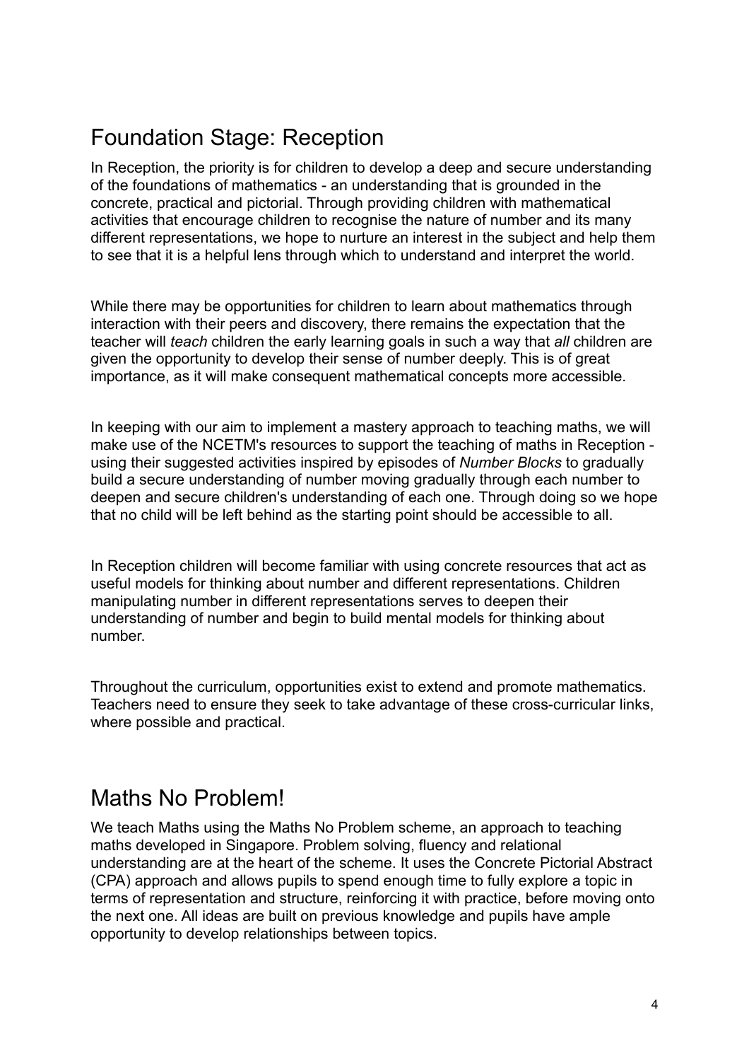## Foundation Stage: Reception

In Reception, the priority is for children to develop a deep and secure understanding of the foundations of mathematics - an understanding that is grounded in the concrete, practical and pictorial. Through providing children with mathematical activities that encourage children to recognise the nature of number and its many different representations, we hope to nurture an interest in the subject and help them to see that it is a helpful lens through which to understand and interpret the world.

While there may be opportunities for children to learn about mathematics through interaction with their peers and discovery, there remains the expectation that the teacher will *teach* children the early learning goals in such a way that *all* children are given the opportunity to develop their sense of number deeply. This is of great importance, as it will make consequent mathematical concepts more accessible.

In keeping with our aim to implement a mastery approach to teaching maths, we will make use of the NCETM's resources to support the teaching of maths in Reception - using their suggested activities inspired by episodes of *Number Blocks* to gradually build a secure understanding of number moving gradually through each number to deepen and secure children's understanding of each one. Through doing so we hope that no child will be left behind as the starting point should be accessible to all.

In Reception children will become familiar with using concrete resources that act as useful models for thinking about number and different representations. Children manipulating number in different representations serves to deepen their understanding of number and begin to build mental models for thinking about number.

Throughout the curriculum, opportunities exist to extend and promote mathematics. Teachers need to ensure they seek to take advantage of these cross-curricular links, where possible and practical.

## Maths No Problem!

We teach Maths using the Maths No Problem scheme, an approach to teaching maths developed in Singapore. Problem solving, fluency and relational understanding are at the heart of the scheme. It uses the Concrete Pictorial Abstract (CPA) approach and allows pupils to spend enough time to fully explore a topic in terms of representation and structure, reinforcing it with practice, before moving onto the next one. All ideas are built on previous knowledge and pupils have ample opportunity to develop relationships between topics.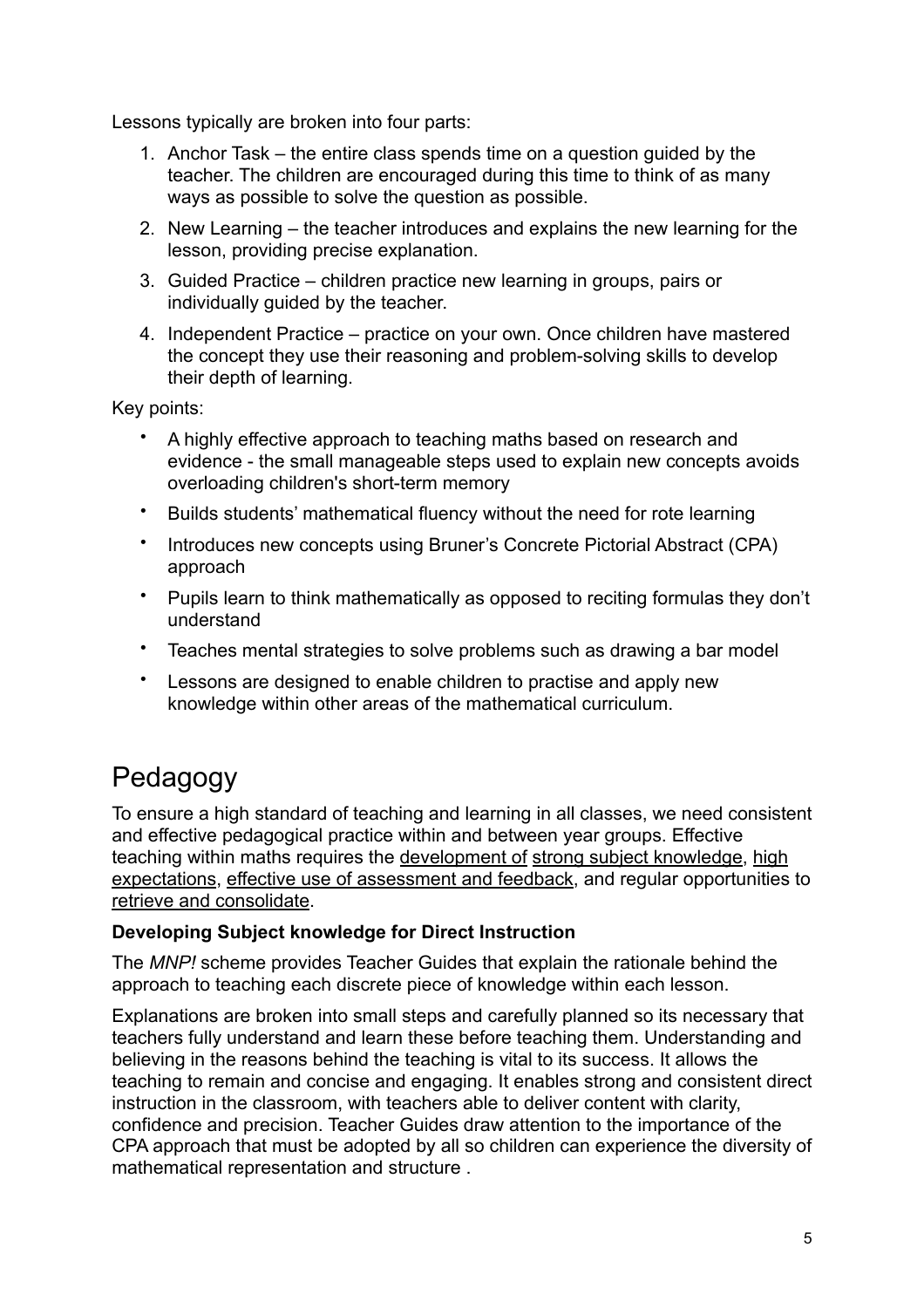Lessons typically are broken into four parts:

1. Anchor Task – the entire class spends time on a question guided by the teacher. The children are encouraged during this time to think of as many ways as possible to solve the question as possible.
2. New Learning – the teacher introduces and explains the new learning for the lesson, providing precise explanation.
3. Guided Practice – children practice new learning in groups, pairs or individually guided by the teacher.
4. Independent Practice – practice on your own. Once children have mastered the concept they use their reasoning and problem-solving skills to develop their depth of learning.

Key points:

- A highly effective approach to teaching maths based on research and evidence - the small manageable steps used to explain new concepts avoids overloading children's short-term memory
- Builds students' mathematical fluency without the need for rote learning
- Introduces new concepts using Bruner's Concrete Pictorial Abstract (CPA) approach
- Pupils learn to think mathematically as opposed to reciting formulas they don't understand
- Teaches mental strategies to solve problems such as drawing a bar model
- Lessons are designed to enable children to practise and apply new knowledge within other areas of the mathematical curriculum.

# Pedagogy

To ensure a high standard of teaching and learning in all classes, we need consistent and effective pedagogical practice within and between year groups. Effective teaching within maths requires the development of strong subject knowledge, high expectations, effective use of assessment and feedback, and regular opportunities to retrieve and consolidate.

**Developing Subject knowledge for Direct Instruction**

The *MNP!* scheme provides Teacher Guides that explain the rationale behind the approach to teaching each discrete piece of knowledge within each lesson.

Explanations are broken into small steps and carefully planned so its necessary that teachers fully understand and learn these before teaching them. Understanding and believing in the reasons behind the teaching is vital to its success. It allows the teaching to remain and concise and engaging. It enables strong and consistent direct instruction in the classroom, with teachers able to deliver content with clarity, confidence and precision. Teacher Guides draw attention to the importance of the CPA approach that must be adopted by all so children can experience the diversity of mathematical representation and structure .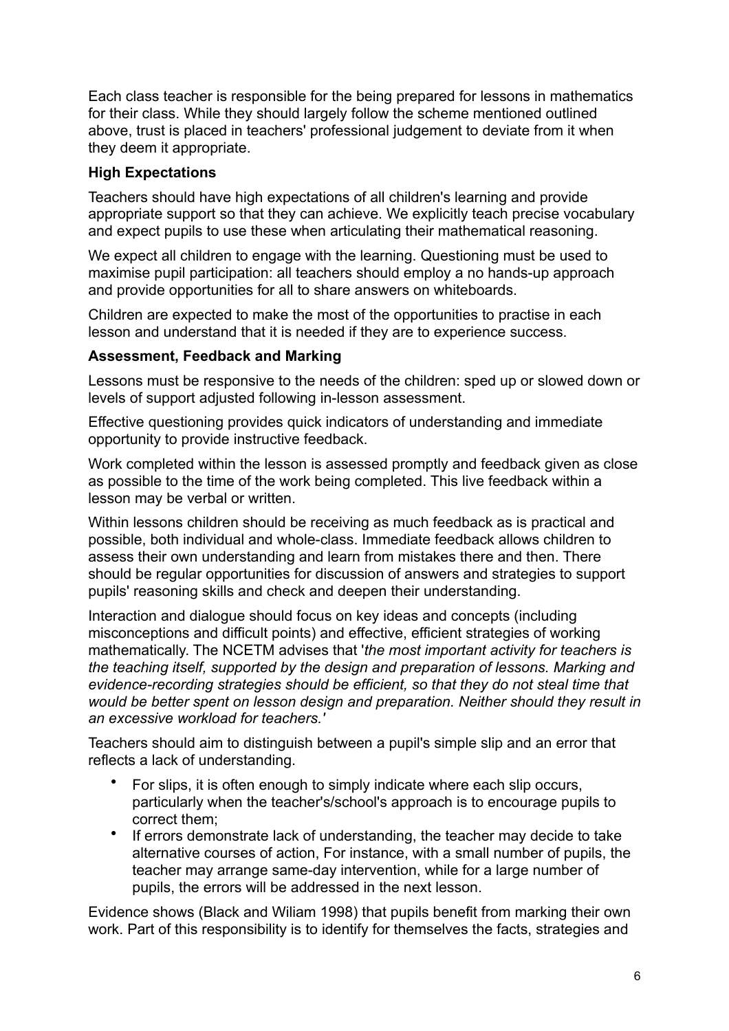Each class teacher is responsible for the being prepared for lessons in mathematics for their class. While they should largely follow the scheme mentioned outlined above, trust is placed in teachers' professional judgement to deviate from it when they deem it appropriate.

**High Expectations**

Teachers should have high expectations of all children's learning and provide appropriate support so that they can achieve. We explicitly teach precise vocabulary and expect pupils to use these when articulating their mathematical reasoning.

We expect all children to engage with the learning. Questioning must be used to maximise pupil participation: all teachers should employ a no hands-up approach and provide opportunities for all to share answers on whiteboards.

Children are expected to make the most of the opportunities to practise in each lesson and understand that it is needed if they are to experience success.

**Assessment, Feedback and Marking**

Lessons must be responsive to the needs of the children: sped up or slowed down or levels of support adjusted following in-lesson assessment.

Effective questioning provides quick indicators of understanding and immediate opportunity to provide instructive feedback.

Work completed within the lesson is assessed promptly and feedback given as close as possible to the time of the work being completed. This live feedback within a lesson may be verbal or written.

Within lessons children should be receiving as much feedback as is practical and possible, both individual and whole-class. Immediate feedback allows children to assess their own understanding and learn from mistakes there and then. There should be regular opportunities for discussion of answers and strategies to support pupils' reasoning skills and check and deepen their understanding.

Interaction and dialogue should focus on key ideas and concepts (including misconceptions and difficult points) and effective, efficient strategies of working mathematically. The NCETM advises that '*the most important activity for teachers is the teaching itself, supported by the design and preparation of lessons. Marking and evidence-recording strategies should be efficient, so that they do not steal time that would be better spent on lesson design and preparation. Neither should they result in an excessive workload for teachers.'*

Teachers should aim to distinguish between a pupil's simple slip and an error that reflects a lack of understanding.

- For slips, it is often enough to simply indicate where each slip occurs, particularly when the teacher's/school's approach is to encourage pupils to correct them;
- If errors demonstrate lack of understanding, the teacher may decide to take alternative courses of action, For instance, with a small number of pupils, the teacher may arrange same-day intervention, while for a large number of pupils, the errors will be addressed in the next lesson.

Evidence shows (Black and Wiliam 1998) that pupils benefit from marking their own work. Part of this responsibility is to identify for themselves the facts, strategies and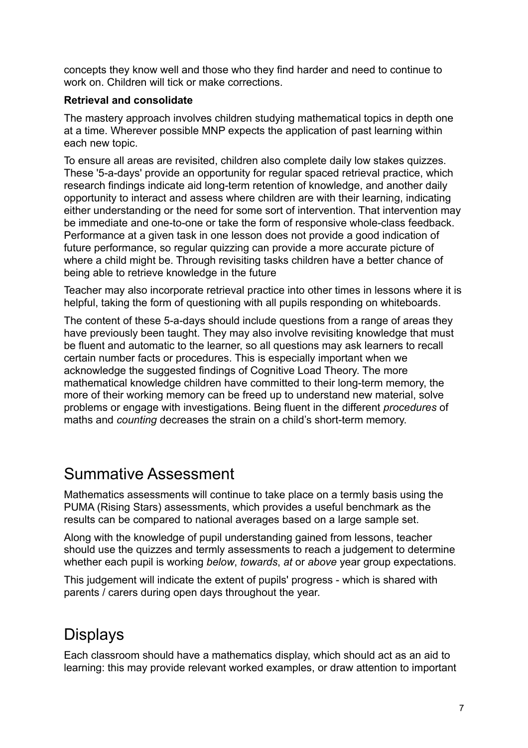concepts they know well and those who they find harder and need to continue to work on. Children will tick or make corrections.

**Retrieval and consolidate**

The mastery approach involves children studying mathematical topics in depth one at a time. Wherever possible MNP expects the application of past learning within each new topic.

To ensure all areas are revisited, children also complete daily low stakes quizzes. These '5-a-days' provide an opportunity for regular spaced retrieval practice, which research findings indicate aid long-term retention of knowledge, and another daily opportunity to interact and assess where children are with their learning, indicating either understanding or the need for some sort of intervention. That intervention may be immediate and one-to-one or take the form of responsive whole-class feedback. Performance at a given task in one lesson does not provide a good indication of future performance, so regular quizzing can provide a more accurate picture of where a child might be. Through revisiting tasks children have a better chance of being able to retrieve knowledge in the future

Teacher may also incorporate retrieval practice into other times in lessons where it is helpful, taking the form of questioning with all pupils responding on whiteboards.

The content of these 5-a-days should include questions from a range of areas they have previously been taught. They may also involve revisiting knowledge that must be fluent and automatic to the learner, so all questions may ask learners to recall certain number facts or procedures. This is especially important when we acknowledge the suggested findings of Cognitive Load Theory. The more mathematical knowledge children have committed to their long-term memory, the more of their working memory can be freed up to understand new material, solve problems or engage with investigations. Being fluent in the different *procedures* of maths and *counting* decreases the strain on a child's short-term memory.

# Summative Assessment

Mathematics assessments will continue to take place on a termly basis using the PUMA (Rising Stars) assessments, which provides a useful benchmark as the results can be compared to national averages based on a large sample set.

Along with the knowledge of pupil understanding gained from lessons, teacher should use the quizzes and termly assessments to reach a judgement to determine whether each pupil is working *below*, *towards*, *at* or *above* year group expectations.

This judgement will indicate the extent of pupils' progress - which is shared with parents / carers during open days throughout the year.

# Displays

Each classroom should have a mathematics display, which should act as an aid to learning: this may provide relevant worked examples, or draw attention to important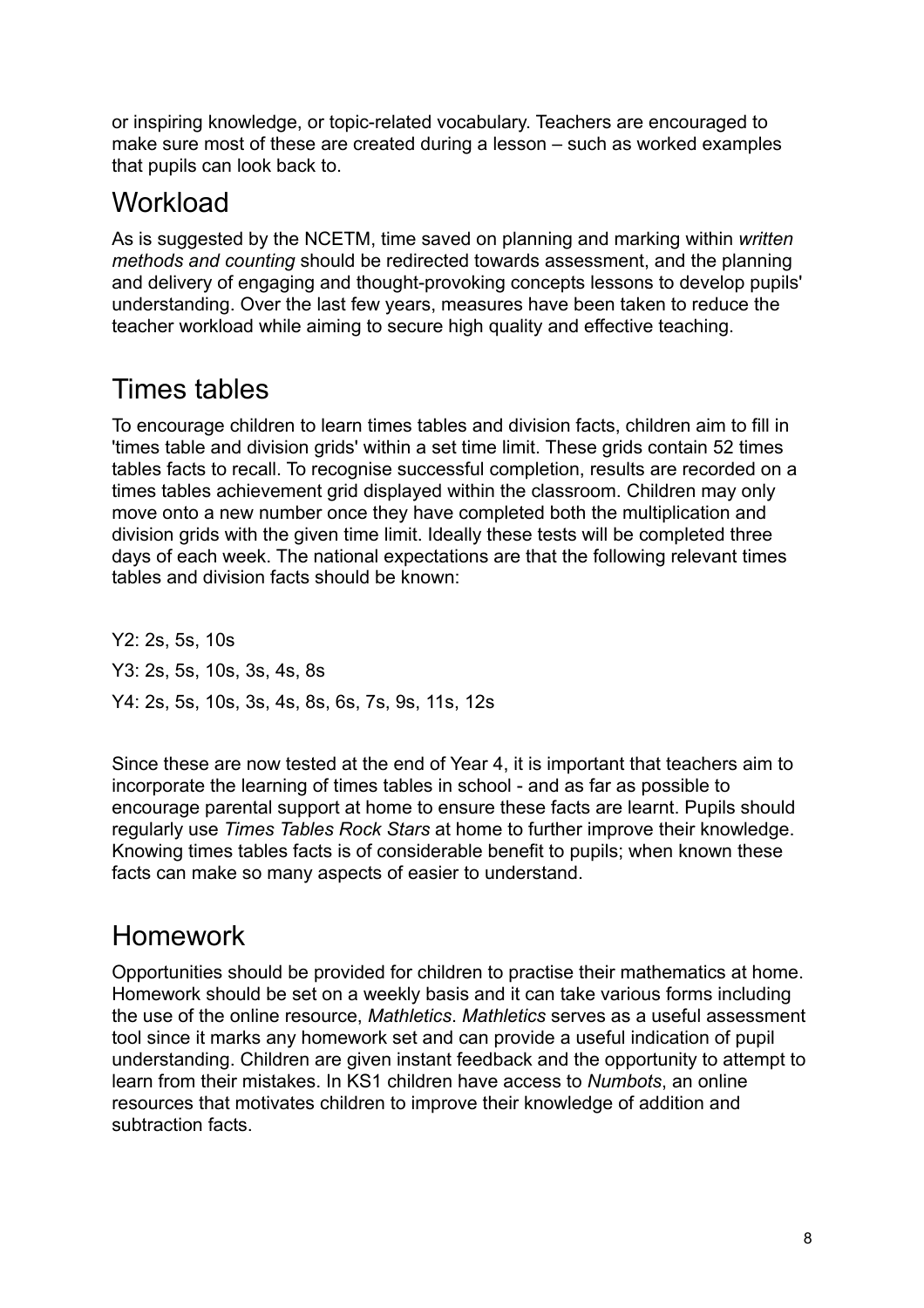or inspiring knowledge, or topic-related vocabulary. Teachers are encouraged to make sure most of these are created during a lesson – such as worked examples that pupils can look back to.

## Workload

As is suggested by the NCETM, time saved on planning and marking within *written methods and counting* should be redirected towards assessment, and the planning and delivery of engaging and thought-provoking concepts lessons to develop pupils' understanding. Over the last few years, measures have been taken to reduce the teacher workload while aiming to secure high quality and effective teaching.

## Times tables

To encourage children to learn times tables and division facts, children aim to fill in 'times table and division grids' within a set time limit. These grids contain 52 times tables facts to recall. To recognise successful completion, results are recorded on a times tables achievement grid displayed within the classroom. Children may only move onto a new number once they have completed both the multiplication and division grids with the given time limit. Ideally these tests will be completed three days of each week. The national expectations are that the following relevant times tables and division facts should be known:

Y2: 2s, 5s, 10s

Y3: 2s, 5s, 10s, 3s, 4s, 8s

Y4: 2s, 5s, 10s, 3s, 4s, 8s, 6s, 7s, 9s, 11s, 12s

Since these are now tested at the end of Year 4, it is important that teachers aim to incorporate the learning of times tables in school - and as far as possible to encourage parental support at home to ensure these facts are learnt. Pupils should regularly use *Times Tables Rock Stars* at home to further improve their knowledge. Knowing times tables facts is of considerable benefit to pupils; when known these facts can make so many aspects of easier to understand.

## Homework

Opportunities should be provided for children to practise their mathematics at home. Homework should be set on a weekly basis and it can take various forms including the use of the online resource, *Mathletics*. *Mathletics* serves as a useful assessment tool since it marks any homework set and can provide a useful indication of pupil understanding. Children are given instant feedback and the opportunity to attempt to learn from their mistakes. In KS1 children have access to *Numbots*, an online resources that motivates children to improve their knowledge of addition and subtraction facts.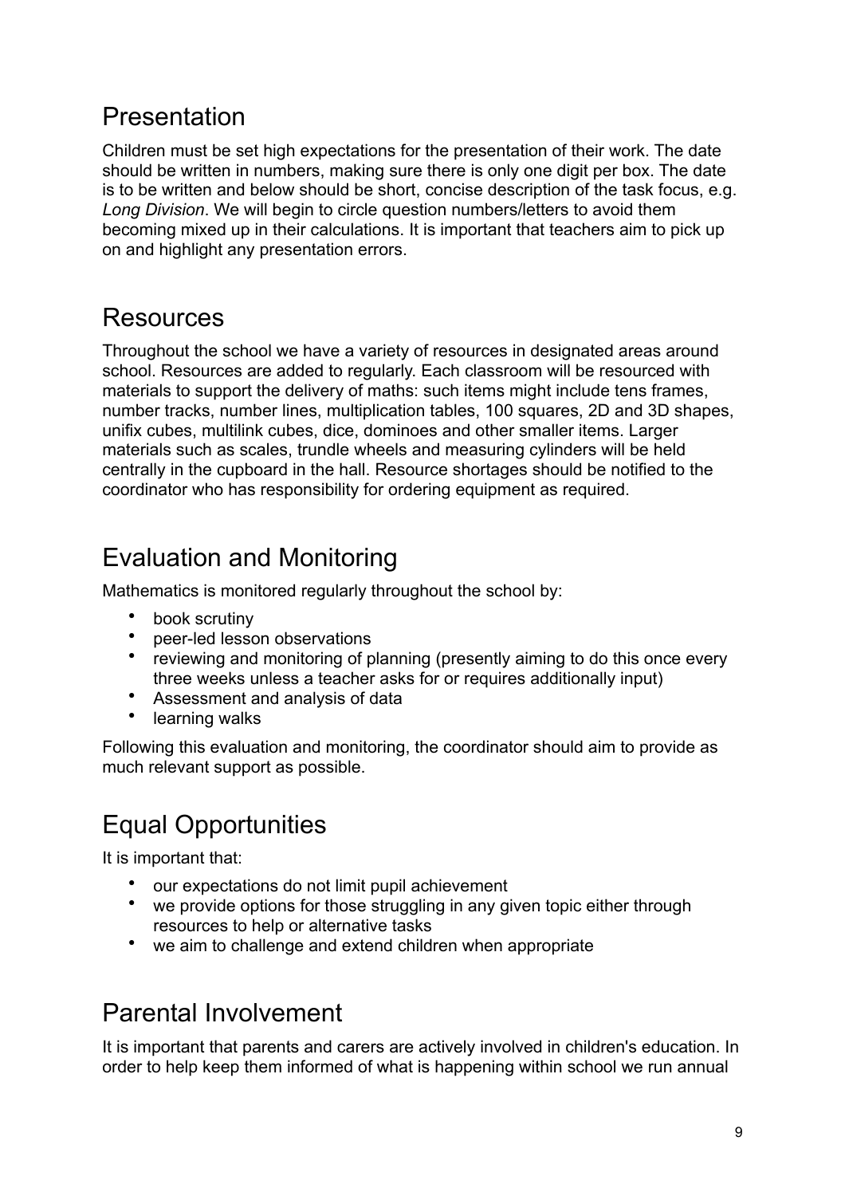## Presentation

Children must be set high expectations for the presentation of their work. The date should be written in numbers, making sure there is only one digit per box. The date is to be written and below should be short, concise description of the task focus, e.g. *Long Division*. We will begin to circle question numbers/letters to avoid them becoming mixed up in their calculations. It is important that teachers aim to pick up on and highlight any presentation errors.

## Resources

Throughout the school we have a variety of resources in designated areas around school. Resources are added to regularly. Each classroom will be resourced with materials to support the delivery of maths: such items might include tens frames, number tracks, number lines, multiplication tables, 100 squares, 2D and 3D shapes, unifix cubes, multilink cubes, dice, dominoes and other smaller items. Larger materials such as scales, trundle wheels and measuring cylinders will be held centrally in the cupboard in the hall. Resource shortages should be notified to the coordinator who has responsibility for ordering equipment as required.

## Evaluation and Monitoring

Mathematics is monitored regularly throughout the school by:

- book scrutiny
- peer-led lesson observations
- reviewing and monitoring of planning (presently aiming to do this once every three weeks unless a teacher asks for or requires additionally input)
- Assessment and analysis of data
- learning walks

Following this evaluation and monitoring, the coordinator should aim to provide as much relevant support as possible.

## Equal Opportunities

It is important that:

- our expectations do not limit pupil achievement
- we provide options for those struggling in any given topic either through resources to help or alternative tasks
- we aim to challenge and extend children when appropriate

## Parental Involvement

It is important that parents and carers are actively involved in children's education. In order to help keep them informed of what is happening within school we run annual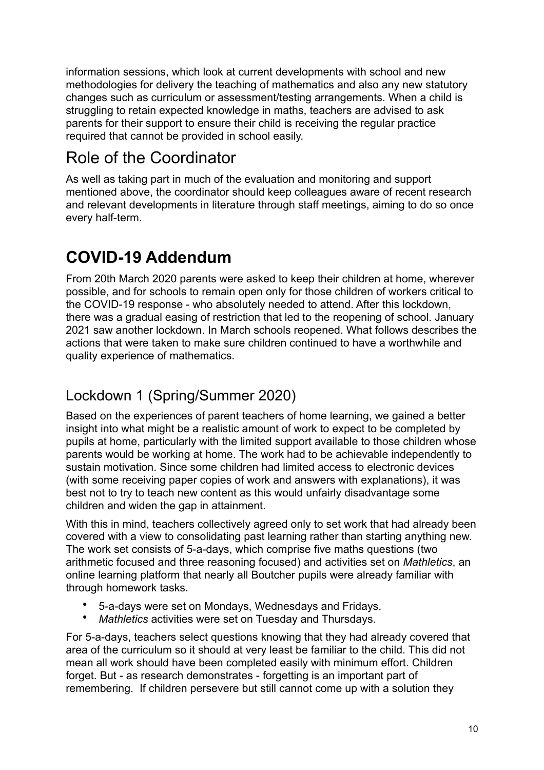information sessions, which look at current developments with school and new methodologies for delivery the teaching of mathematics and also any new statutory changes such as curriculum or assessment/testing arrangements. When a child is struggling to retain expected knowledge in maths, teachers are advised to ask parents for their support to ensure their child is receiving the regular practice required that cannot be provided in school easily.

## Role of the Coordinator

As well as taking part in much of the evaluation and monitoring and support mentioned above, the coordinator should keep colleagues aware of recent research and relevant developments in literature through staff meetings, aiming to do so once every half-term.

# COVID-19 Addendum

From 20th March 2020 parents were asked to keep their children at home, wherever possible, and for schools to remain open only for those children of workers critical to the COVID-19 response - who absolutely needed to attend. After this lockdown, there was a gradual easing of restriction that led to the reopening of school. January 2021 saw another lockdown. In March schools reopened. What follows describes the actions that were taken to make sure children continued to have a worthwhile and quality experience of mathematics.

## Lockdown 1 (Spring/Summer 2020)

Based on the experiences of parent teachers of home learning, we gained a better insight into what might be a realistic amount of work to expect to be completed by pupils at home, particularly with the limited support available to those children whose parents would be working at home. The work had to be achievable independently to sustain motivation. Since some children had limited access to electronic devices (with some receiving paper copies of work and answers with explanations), it was best not to try to teach new content as this would unfairly disadvantage some children and widen the gap in attainment.

With this in mind, teachers collectively agreed only to set work that had already been covered with a view to consolidating past learning rather than starting anything new. The work set consists of 5-a-days, which comprise five maths questions (two arithmetic focused and three reasoning focused) and activities set on *Mathletics*, an online learning platform that nearly all Boutcher pupils were already familiar with through homework tasks.

- 5-a-days were set on Mondays, Wednesdays and Fridays.
- *Mathletics* activities were set on Tuesday and Thursdays.

For 5-a-days, teachers select questions knowing that they had already covered that area of the curriculum so it should at very least be familiar to the child. This did not mean all work should have been completed easily with minimum effort. Children forget. But - as research demonstrates - forgetting is an important part of remembering. If children persevere but still cannot come up with a solution they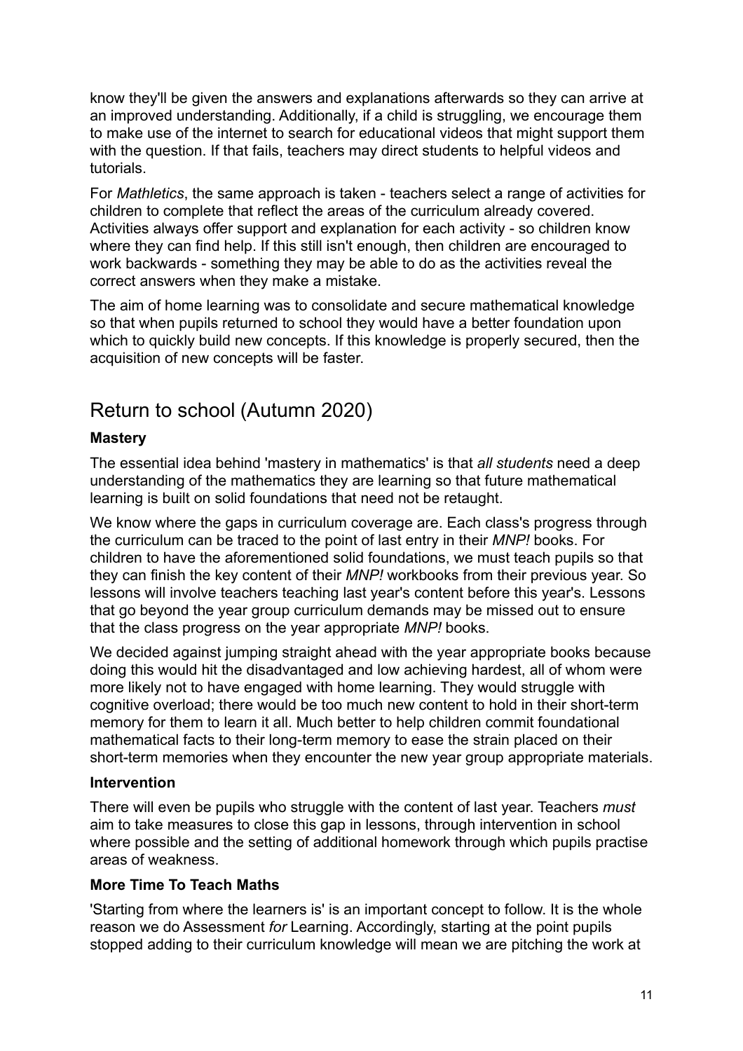know they'll be given the answers and explanations afterwards so they can arrive at an improved understanding. Additionally, if a child is struggling, we encourage them to make use of the internet to search for educational videos that might support them with the question. If that fails, teachers may direct students to helpful videos and tutorials.

For *Mathletics*, the same approach is taken - teachers select a range of activities for children to complete that reflect the areas of the curriculum already covered. Activities always offer support and explanation for each activity - so children know where they can find help. If this still isn't enough, then children are encouraged to work backwards - something they may be able to do as the activities reveal the correct answers when they make a mistake.

The aim of home learning was to consolidate and secure mathematical knowledge so that when pupils returned to school they would have a better foundation upon which to quickly build new concepts. If this knowledge is properly secured, then the acquisition of new concepts will be faster.

## Return to school (Autumn 2020)

**Mastery**

The essential idea behind 'mastery in mathematics' is that *all students* need a deep understanding of the mathematics they are learning so that future mathematical learning is built on solid foundations that need not be retaught.

We know where the gaps in curriculum coverage are. Each class's progress through the curriculum can be traced to the point of last entry in their *MNP!* books. For children to have the aforementioned solid foundations, we must teach pupils so that they can finish the key content of their *MNP!* workbooks from their previous year. So lessons will involve teachers teaching last year's content before this year's. Lessons that go beyond the year group curriculum demands may be missed out to ensure that the class progress on the year appropriate *MNP!* books.

We decided against jumping straight ahead with the year appropriate books because doing this would hit the disadvantaged and low achieving hardest, all of whom were more likely not to have engaged with home learning. They would struggle with cognitive overload; there would be too much new content to hold in their short-term memory for them to learn it all. Much better to help children commit foundational mathematical facts to their long-term memory to ease the strain placed on their short-term memories when they encounter the new year group appropriate materials.

**Intervention**

There will even be pupils who struggle with the content of last year. Teachers *must* aim to take measures to close this gap in lessons, through intervention in school where possible and the setting of additional homework through which pupils practise areas of weakness.

**More Time To Teach Maths**

'Starting from where the learners is' is an important concept to follow. It is the whole reason we do Assessment *for* Learning. Accordingly, starting at the point pupils stopped adding to their curriculum knowledge will mean we are pitching the work at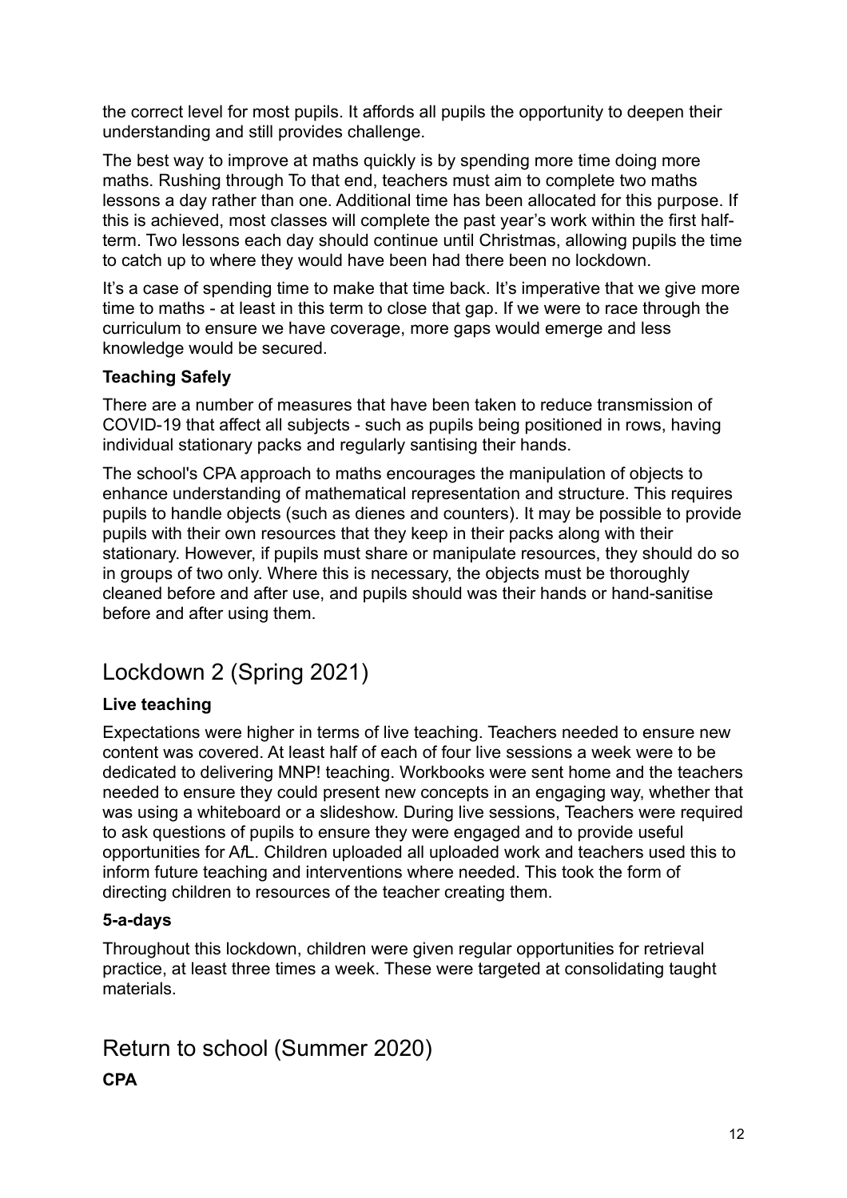the correct level for most pupils. It affords all pupils the opportunity to deepen their understanding and still provides challenge.

The best way to improve at maths quickly is by spending more time doing more maths. Rushing through To that end, teachers must aim to complete two maths lessons a day rather than one. Additional time has been allocated for this purpose. If this is achieved, most classes will complete the past year's work within the first half-term. Two lessons each day should continue until Christmas, allowing pupils the time to catch up to where they would have been had there been no lockdown.

It's a case of spending time to make that time back. It's imperative that we give more time to maths - at least in this term to close that gap. If we were to race through the curriculum to ensure we have coverage, more gaps would emerge and less knowledge would be secured.

**Teaching Safely**

There are a number of measures that have been taken to reduce transmission of COVID-19 that affect all subjects - such as pupils being positioned in rows, having individual stationary packs and regularly santising their hands.

The school's CPA approach to maths encourages the manipulation of objects to enhance understanding of mathematical representation and structure. This requires pupils to handle objects (such as dienes and counters). It may be possible to provide pupils with their own resources that they keep in their packs along with their stationary. However, if pupils must share or manipulate resources, they should do so in groups of two only. Where this is necessary, the objects must be thoroughly cleaned before and after use, and pupils should was their hands or hand-sanitise before and after using them.

## Lockdown 2 (Spring 2021)

**Live teaching**

Expectations were higher in terms of live teaching. Teachers needed to ensure new content was covered. At least half of each of four live sessions a week were to be dedicated to delivering MNP! teaching. Workbooks were sent home and the teachers needed to ensure they could present new concepts in an engaging way, whether that was using a whiteboard or a slideshow. During live sessions, Teachers were required to ask questions of pupils to ensure they were engaged and to provide useful opportunities for A*f*L. Children uploaded all uploaded work and teachers used this to inform future teaching and interventions where needed. This took the form of directing children to resources of the teacher creating them.

**5-a-days**

Throughout this lockdown, children were given regular opportunities for retrieval practice, at least three times a week. These were targeted at consolidating taught materials.

## Return to school (Summer 2020)

**CPA**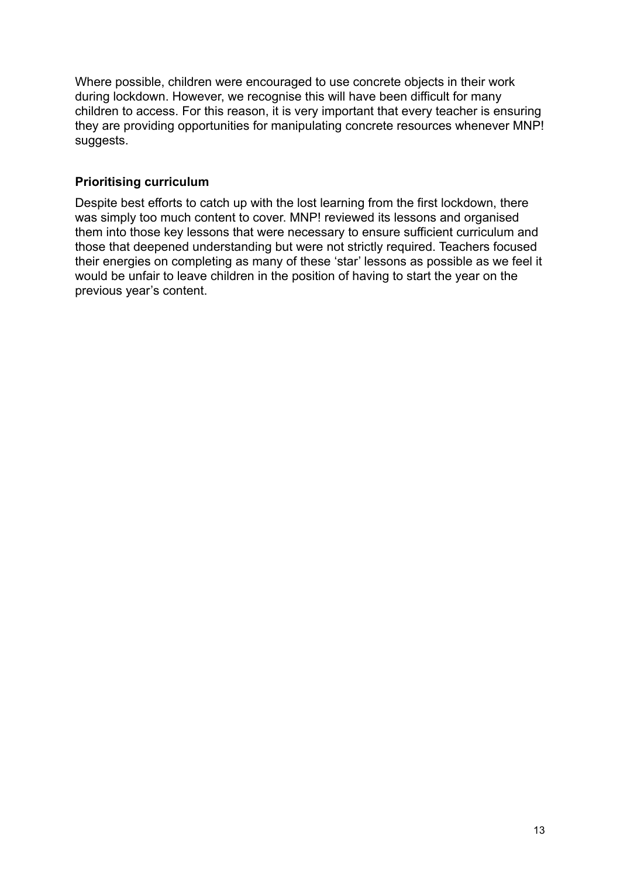Where possible, children were encouraged to use concrete objects in their work during lockdown. However, we recognise this will have been difficult for many children to access. For this reason, it is very important that every teacher is ensuring they are providing opportunities for manipulating concrete resources whenever MNP! suggests.

### Prioritising curriculum

Despite best efforts to catch up with the lost learning from the first lockdown, there was simply too much content to cover. MNP! reviewed its lessons and organised them into those key lessons that were necessary to ensure sufficient curriculum and those that deepened understanding but were not strictly required. Teachers focused their energies on completing as many of these 'star' lessons as possible as we feel it would be unfair to leave children in the position of having to start the year on the previous year's content.